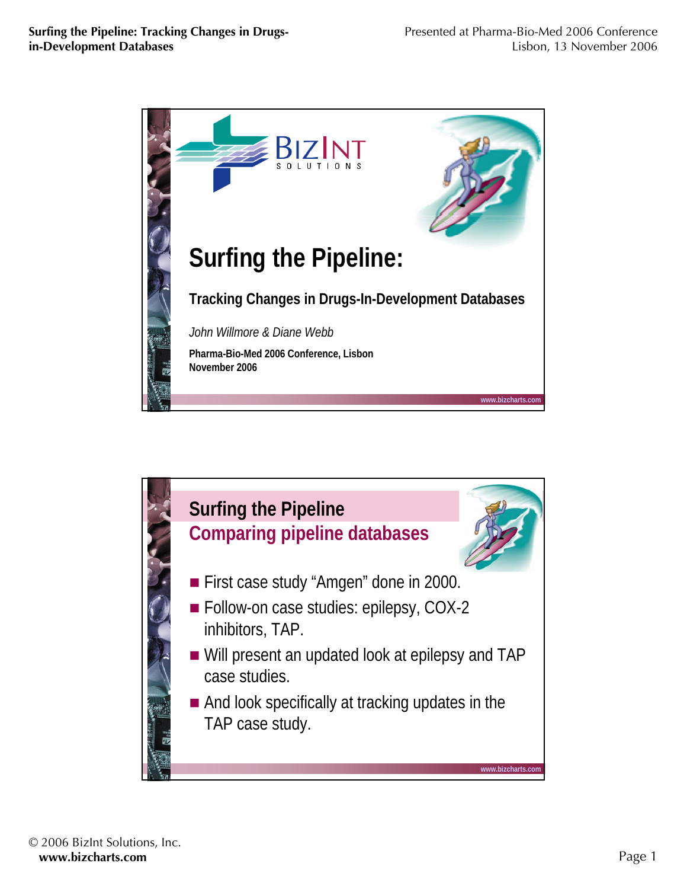# Surfing the Pipeline:

## Tracking Changes in Drugs-In-Development Databases

*John Willmore & Diane Webb*

**Pharma-Bio-Med 2006 Conference, Lisbon**
**November 2006**

www.bizcharts.com

## Surfing the Pipeline
## Comparing pipeline databases

- First case study "Amgen" done in 2000.
- Follow-on case studies: epilepsy, COX-2 inhibitors, TAP.
- Will present an updated look at epilepsy and TAP case studies.
- And look specifically at tracking updates in the TAP case study.

www.bizcharts.com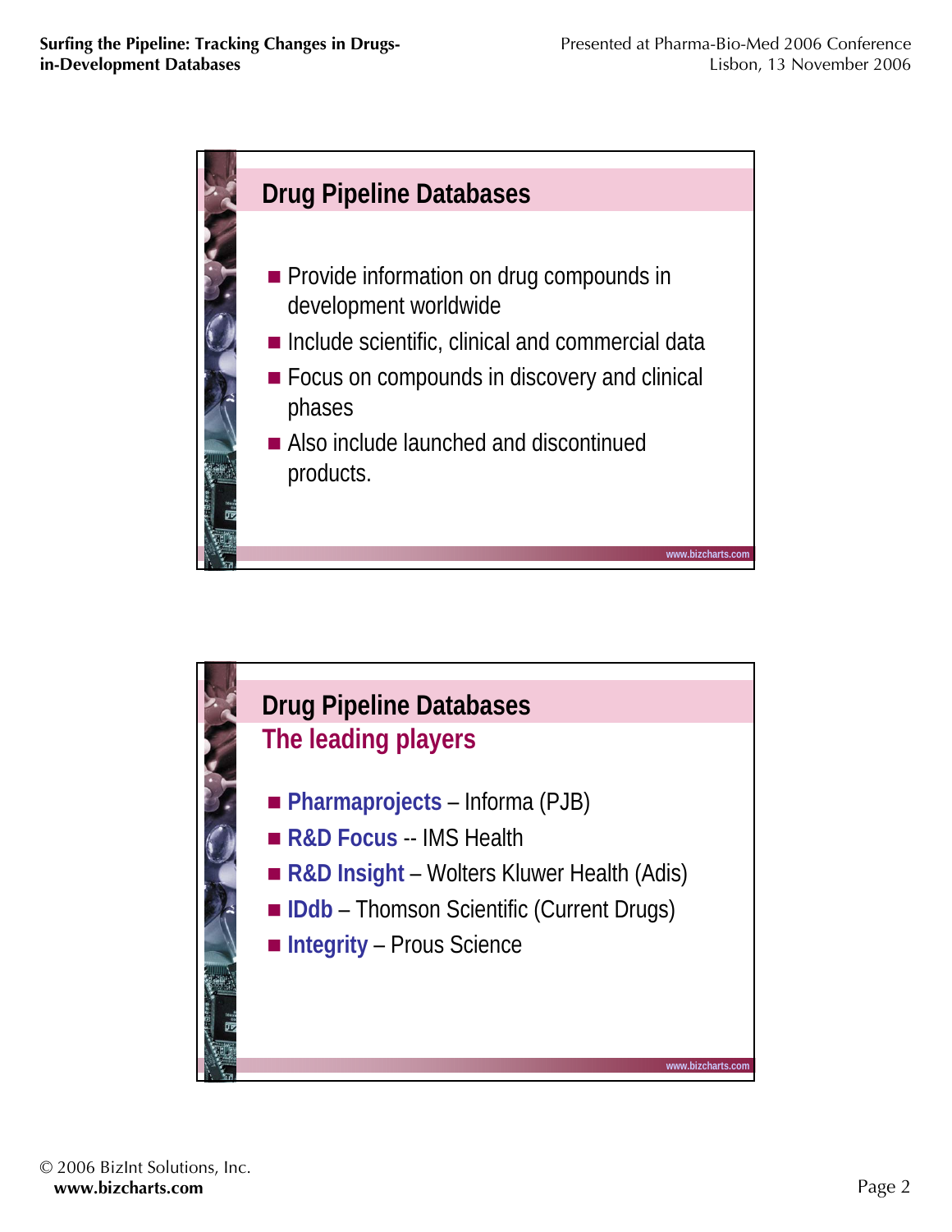## Drug Pipeline Databases

- Provide information on drug compounds in development worldwide
- Include scientific, clinical and commercial data
- Focus on compounds in discovery and clinical phases
- Also include launched and discontinued products.

www.bizcharts.com

## Drug Pipeline Databases
### The leading players

- **Pharmaprojects** – Informa (PJB)
- **R&D Focus** -- IMS Health
- **R&D Insight** – Wolters Kluwer Health (Adis)
- **IDdb** – Thomson Scientific (Current Drugs)
- **Integrity** – Prous Science

www.bizcharts.com

© 2006 BizInt Solutions, Inc.
**www.bizcharts.com**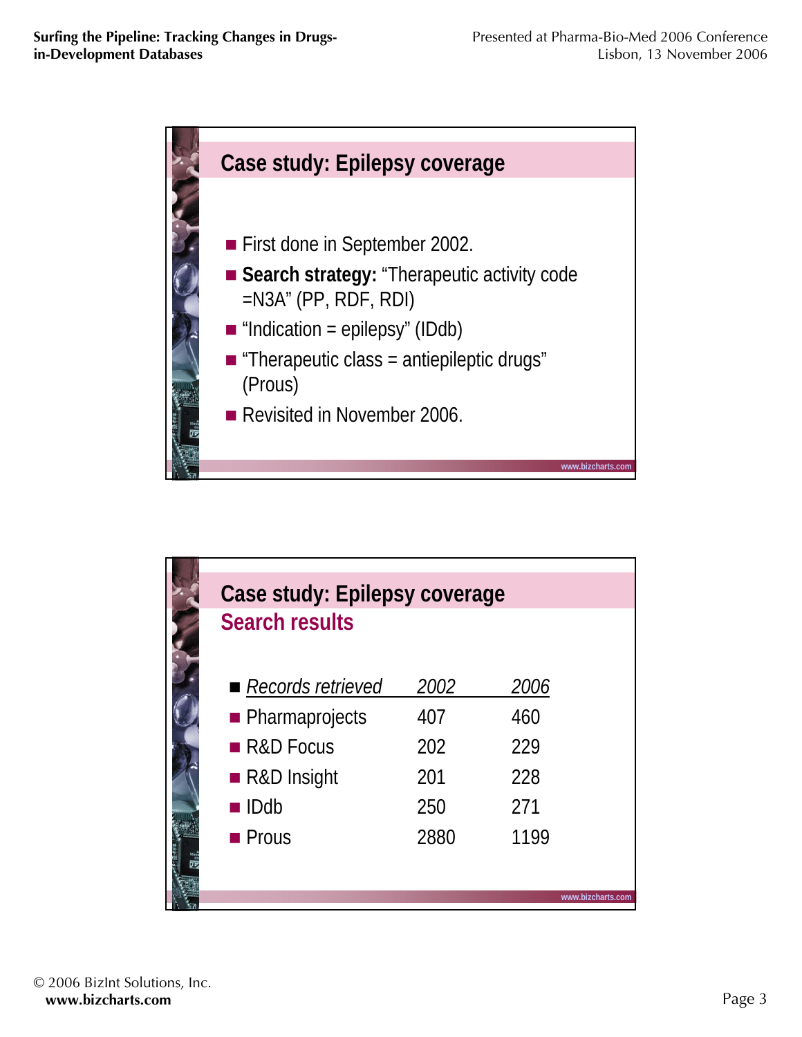## Case study: Epilepsy coverage

- First done in September 2002.
- **Search strategy:** “Therapeutic activity code =N3A” (PP, RDF, RDI)
- “Indication = epilepsy” (IDdb)
- “Therapeutic class = antiepileptic drugs” (Prous)
- Revisited in November 2006.

## Case study: Epilepsy coverage

### Search results

| *Records retrieved* | *2002* | *2006* |
|---|---|---|
| Pharmaprojects | 407 | 460 |
| R&D Focus | 202 | 229 |
| R&D Insight | 201 | 228 |
| IDdb | 250 | 271 |
| Prous | 2880 | 1199 |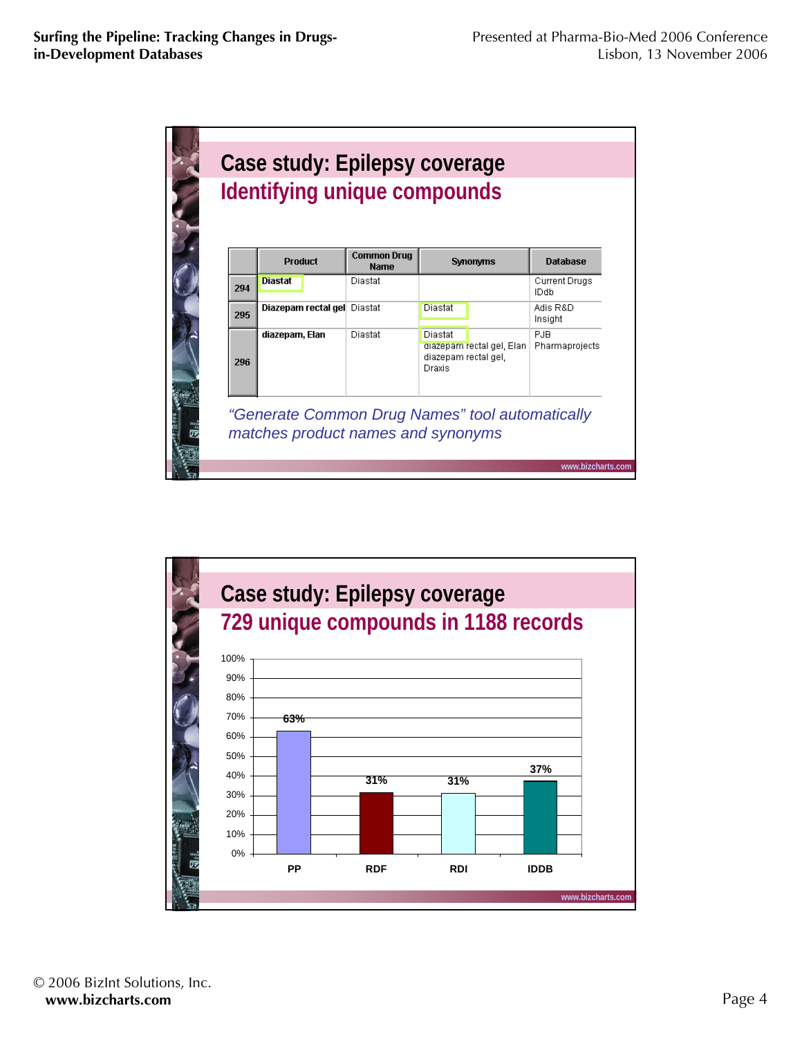## Case study: Epilepsy coverage
### Identifying unique compounds

| | Product | Common Drug Name | Synonyms | Database |
|---|---|---|---|---|
| 294 | Diastat | Diastat | | Current Drugs IDdb |
| 295 | Diazepam rectal gel | Diastat | Diastat | Adis R&D Insight |
| 296 | diazepam, Elan | Diastat | Diastat diazepam rectal gel, Elan diazepam rectal gel, Draxis | PJB Pharmaprojects |

*"Generate Common Drug Names" tool automatically matches product names and synonyms*

www.bizcharts.com

## Case study: Epilepsy coverage
### 729 unique compounds in 1188 records

100%
90%
80%
70%
60%
50%
40%
30%
20%
10%
0%

63%
31%
31%
37%

PP
RDF
RDI
IDDB

www.bizcharts.com

© 2006 BizInt Solutions, Inc.
**www.bizcharts.com**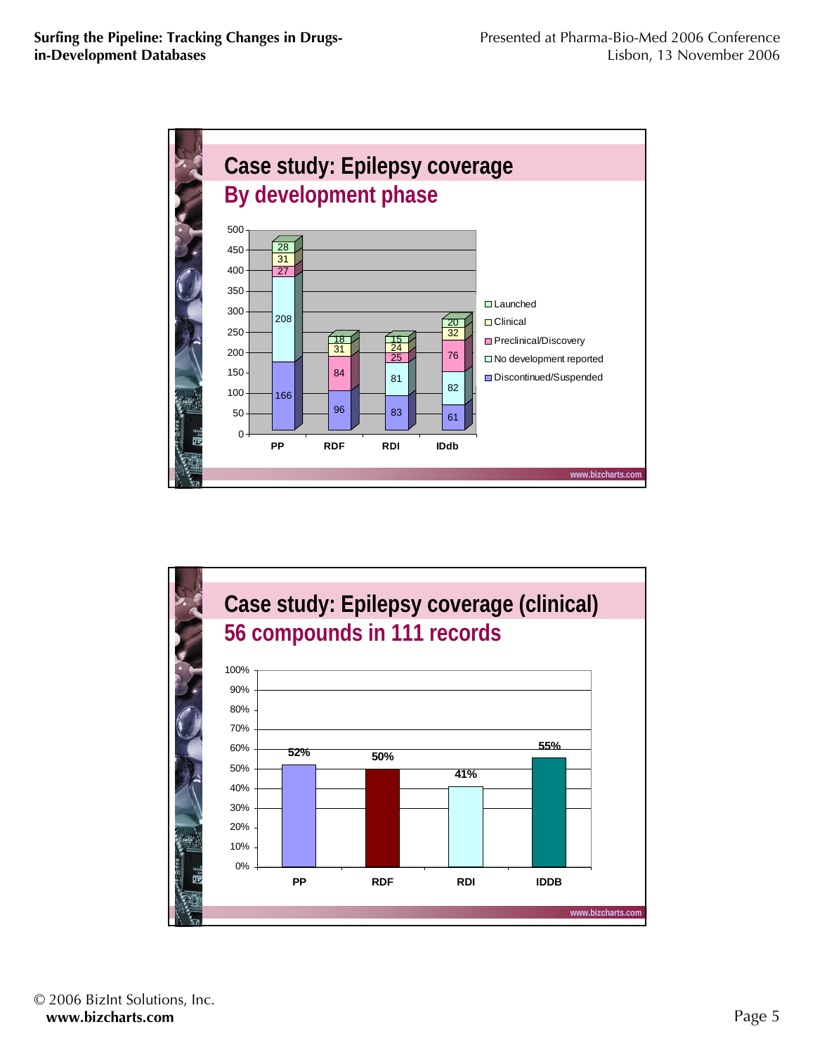## Case study: Epilepsy coverage

### By development phase

500
450
400
350
300
250
200
150
100
50
0

PP: 166, 208, 27, 31, 28
RDF: 96, 84, 31, 18
RDI: 83, 81, 25, 24, 15
IDdb: 61, 82, 76, 32, 20

PP
RDF
RDI
IDdb

Launched
Clinical
Preclinical/Discovery
No development reported
Discontinued/Suspended

www.bizcharts.com

## Case study: Epilepsy coverage (clinical)

### 56 compounds in 111 records

100%
90%
80%
70%
60%
50%
40%
30%
20%
10%
0%

52%
50%
41%
55%

PP
RDF
RDI
IDDB

www.bizcharts.com

© 2006 BizInt Solutions, Inc.
**www.bizcharts.com**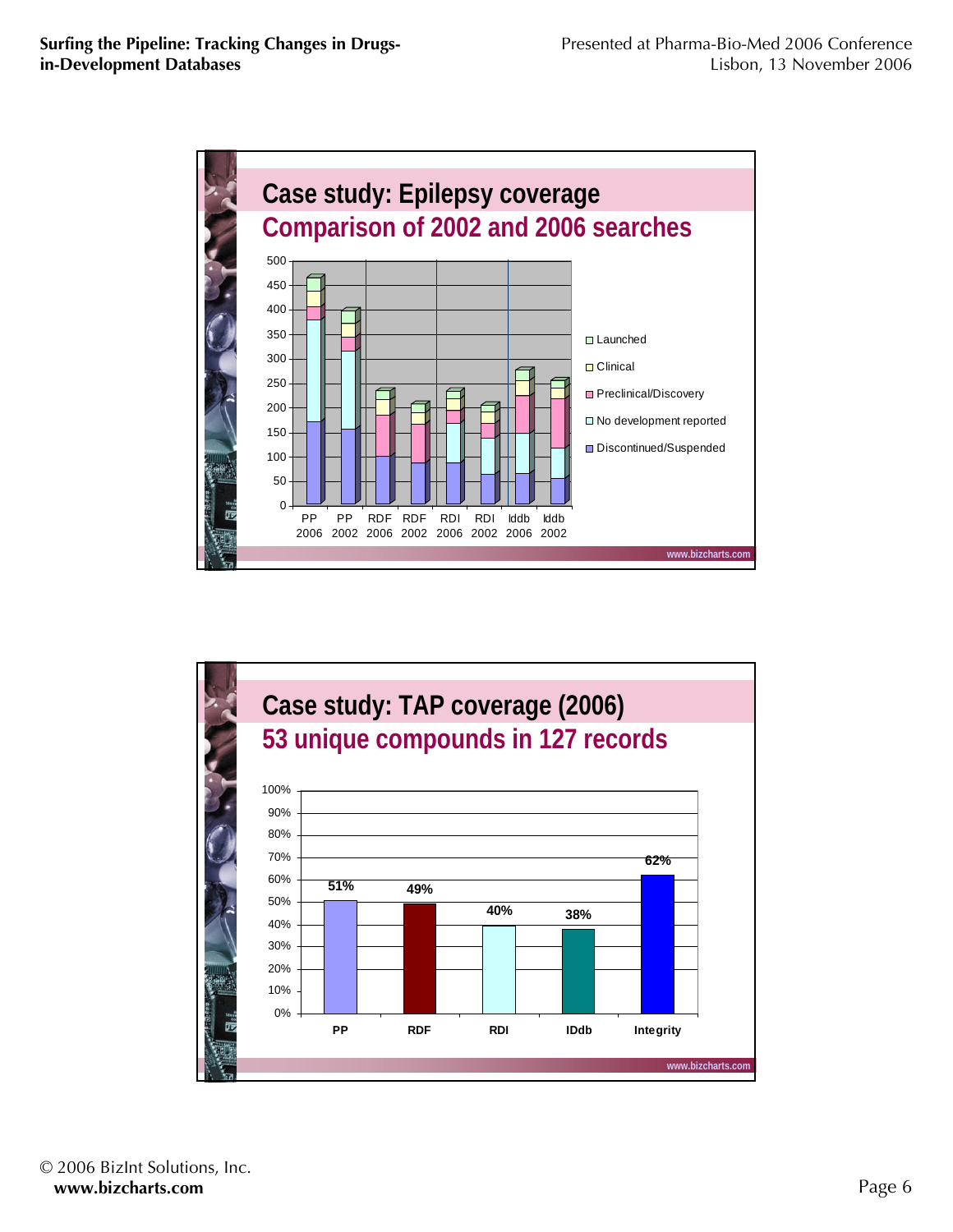## Case study: Epilepsy coverage

### Comparison of 2002 and 2006 searches

500
450
400
350
300
250
200
150
100
50
0

PP 2006
PP 2002
RDF 2006
RDF 2002
RDI 2006
RDI 2002
Iddb 2006
Iddb 2002

Launched
Clinical
Preclinical/Discovery
No development reported
Discontinued/Suspended

www.bizcharts.com

## Case study: TAP coverage (2006)

### 53 unique compounds in 127 records

100%
90%
80%
70%
60%
50%
40%
30%
20%
10%
0%

51%
49%
40%
38%
62%

PP
RDF
RDI
IDdb
Integrity

www.bizcharts.com

© 2006 BizInt Solutions, Inc.
**www.bizcharts.com**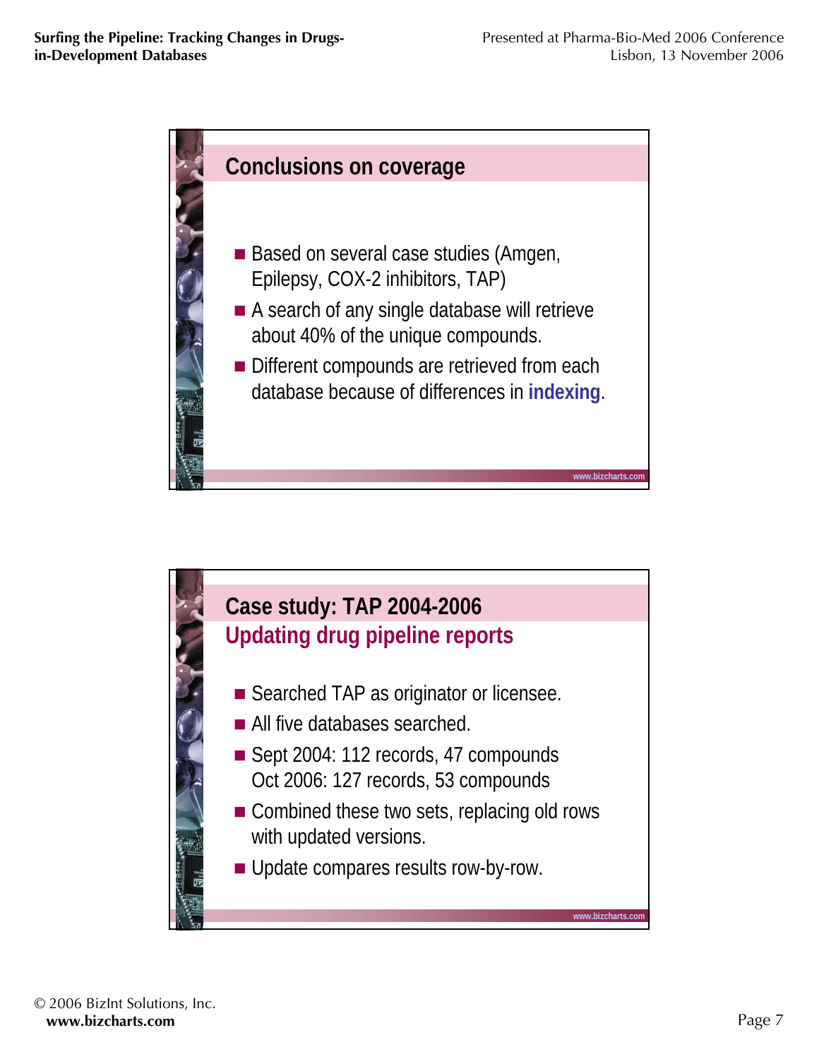## Conclusions on coverage

- Based on several case studies (Amgen, Epilepsy, COX-2 inhibitors, TAP)
- A search of any single database will retrieve about 40% of the unique compounds.
- Different compounds are retrieved from each database because of differences in **indexing**.

www.bizcharts.com

## Case study: TAP 2004-2006

### Updating drug pipeline reports

- Searched TAP as originator or licensee.
- All five databases searched.
- Sept 2004: 112 records, 47 compounds
  Oct 2006: 127 records, 53 compounds
- Combined these two sets, replacing old rows with updated versions.
- Update compares results row-by-row.

www.bizcharts.com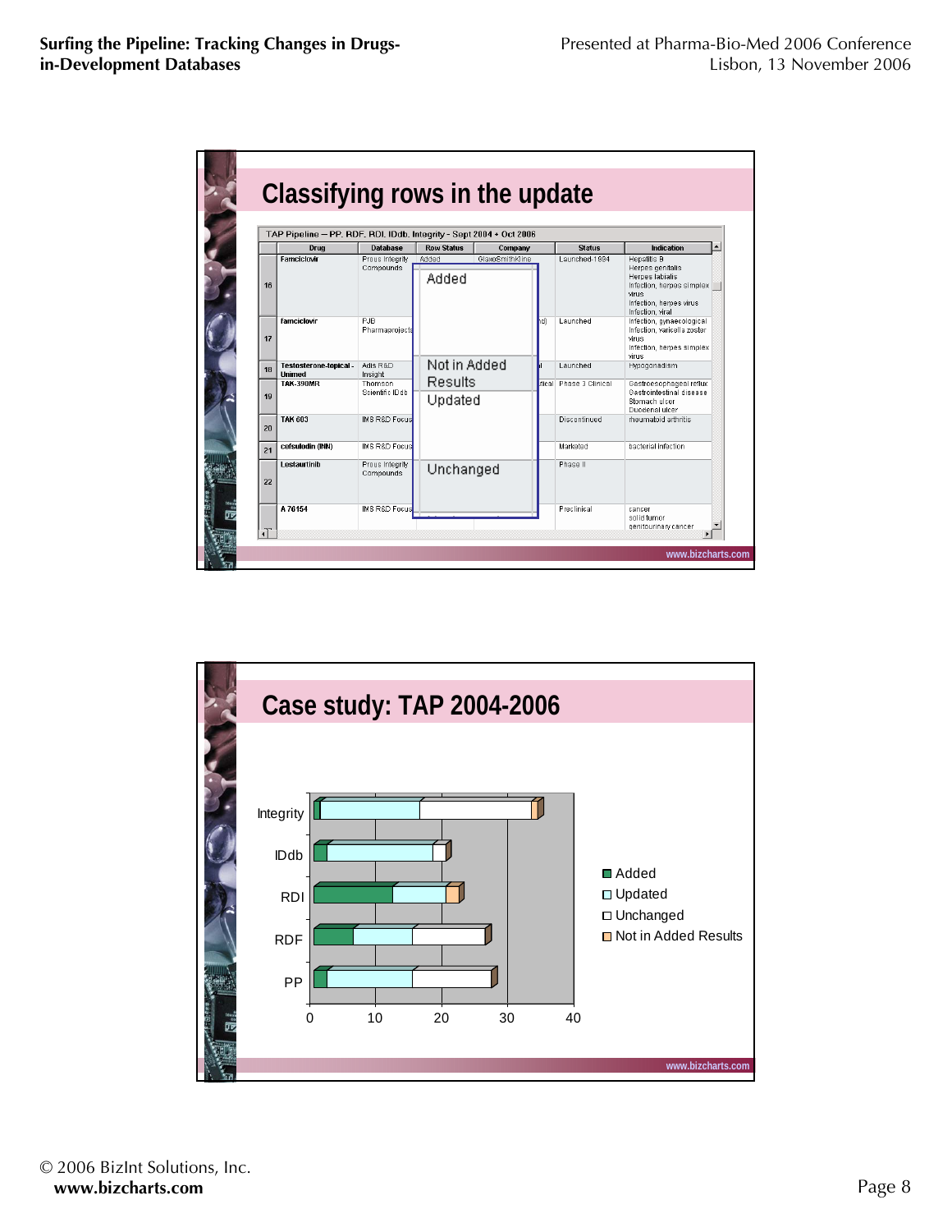## Classifying rows in the update

TAP Pipeline – PP, RDF, RDI, IDdb, Integrity - Sept 2004 + Oct 2006

| | Drug | Database | Row Status | Company | Status | Indication |
|---|---|---|---|---|---|---|
| 16 | Famciclovir | Prous Integrity Compounds | Added | GlaxoSmithKline | Launched-1994 | Hepatitis B<br>Herpes genitalis<br>Herpes labialis<br>Infection, herpes simplex virus<br>Infection, herpes virus<br>Infection, viral |
| 17 | famciclovir | PJB Pharmaprojects | | | Launched | Infection, gynaecological<br>Infection, varicella zoster virus<br>Infection, herpes simplex virus |
| 18 | Testosterone-topical - Unimed | Adis R&D Insight | | | Launched | Hypogonadism |
| 19 | TAK-390MR | Thomson Scientific IDdb | | | Phase 3 Clinical | Gastroesophageal reflux<br>Gastrointestinal disease<br>Stomach ulcer<br>Duodenal ulcer |
| 20 | TAK 603 | IMS R&D Focus | | | Discontinued | rheumatoid arthritis |
| 21 | cefsulodin (INN) | IMS R&D Focus | | | Marketed | bacterial infection |
| 22 | Lestaurtinib | Prous Integrity Compounds | | | Phase II | |
| | A 76154 | IMS R&D Focus | | | Preclinical | cancer<br>solid tumor<br>genitourinary cancer |

Added

Not in Added Results

Updated

Unchanged

www.bizcharts.com

## Case study: TAP 2004-2006

Integrity

IDdb

RDI

RDF

PP

0
10
20
30
40

Added

Updated

Unchanged

Not in Added Results

www.bizcharts.com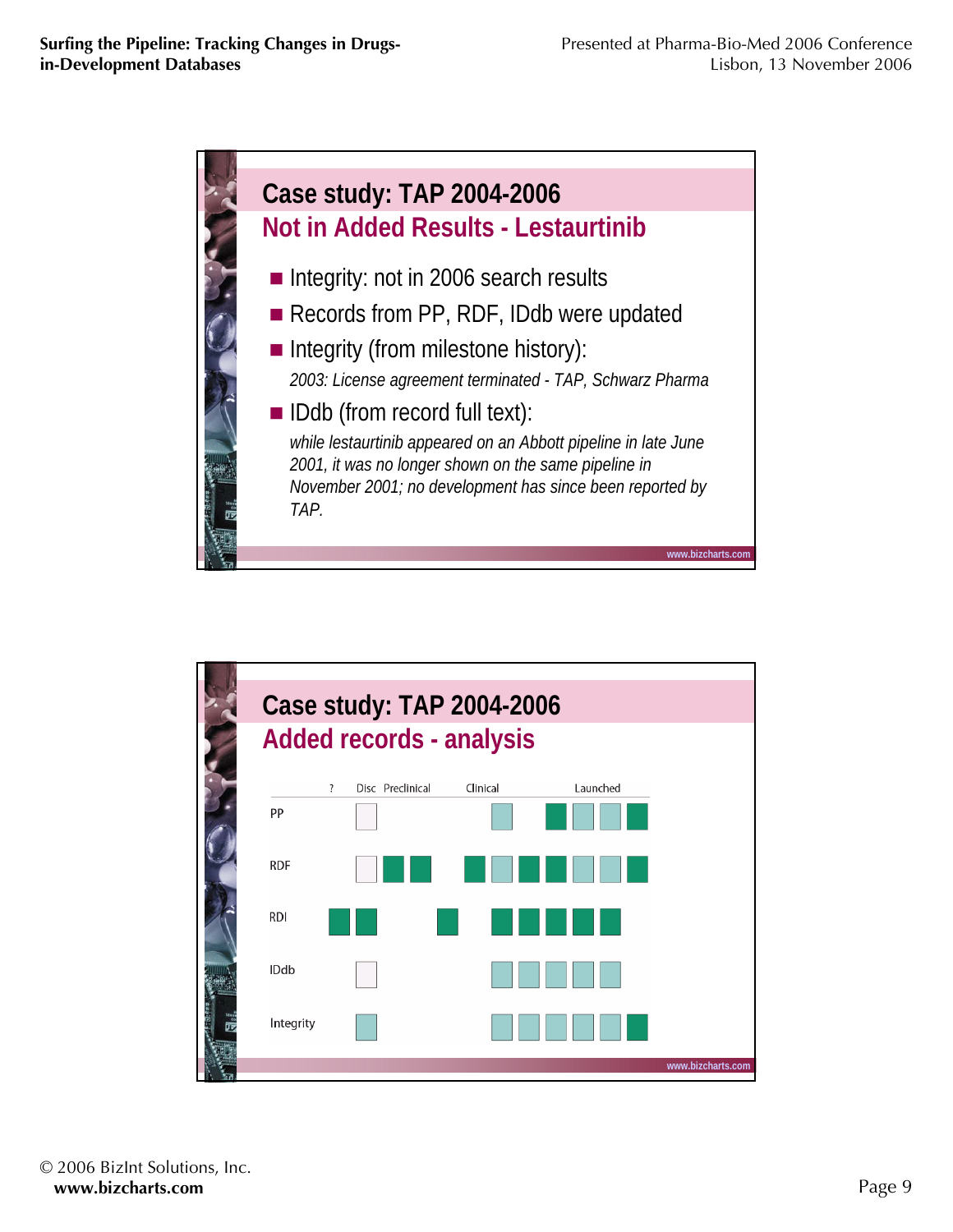## Case study: TAP 2004-2006
### Not in Added Results - Lestaurtinib

- Integrity: not in 2006 search results
- Records from PP, RDF, IDdb were updated
- Integrity (from milestone history):
  *2003: License agreement terminated - TAP, Schwarz Pharma*
- IDdb (from record full text):
  *while lestaurtinib appeared on an Abbott pipeline in late June 2001, it was no longer shown on the same pipeline in November 2001; no development has since been reported by TAP.*

www.bizcharts.com

## Case study: TAP 2004-2006
### Added records - analysis

? Disc Preclinical Clinical Launched

PP

RDF

RDI

IDdb

Integrity

www.bizcharts.com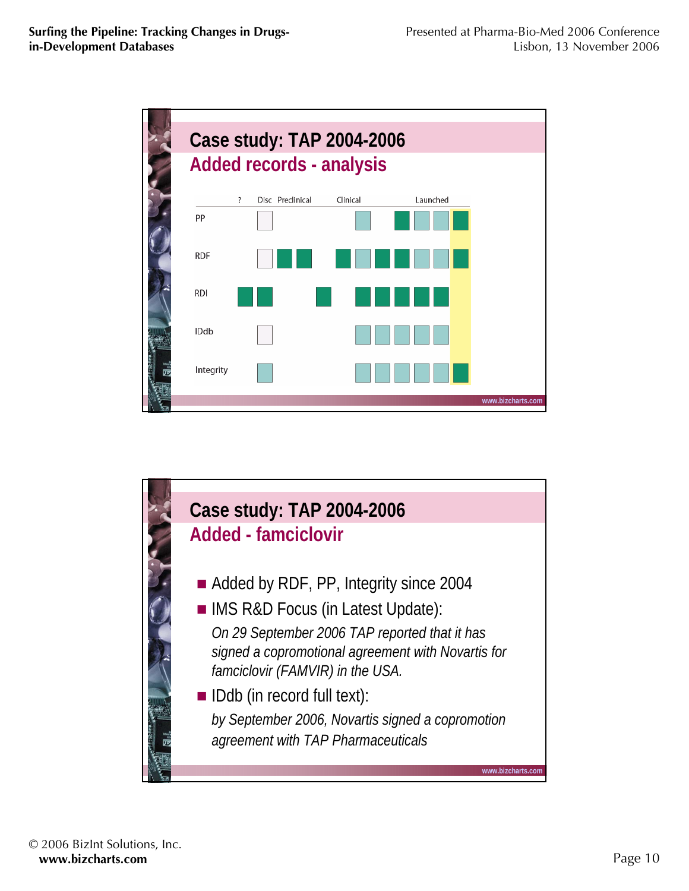## Case study: TAP 2004-2006
### Added records - analysis

| | ? | Disc | Preclinical | | Clinical | | | | | Launched | |
|---|---|---|---|---|---|---|---|---|---|---|---|
| PP | | | | | | | | | | | |
| RDF | | | | | | | | | | | |
| RDI | | | | | | | | | | | |
| IDdb | | | | | | | | | | | |
| Integrity | | | | | | | | | | | |

www.bizcharts.com

## Case study: TAP 2004-2006
### Added - famciclovir

- Added by RDF, PP, Integrity since 2004
- IMS R&D Focus (in Latest Update):

  *On 29 September 2006 TAP reported that it has signed a copromotional agreement with Novartis for famciclovir (FAMVIR) in the USA.*
- IDdb (in record full text):

  *by September 2006, Novartis signed a copromotion agreement with TAP Pharmaceuticals*

www.bizcharts.com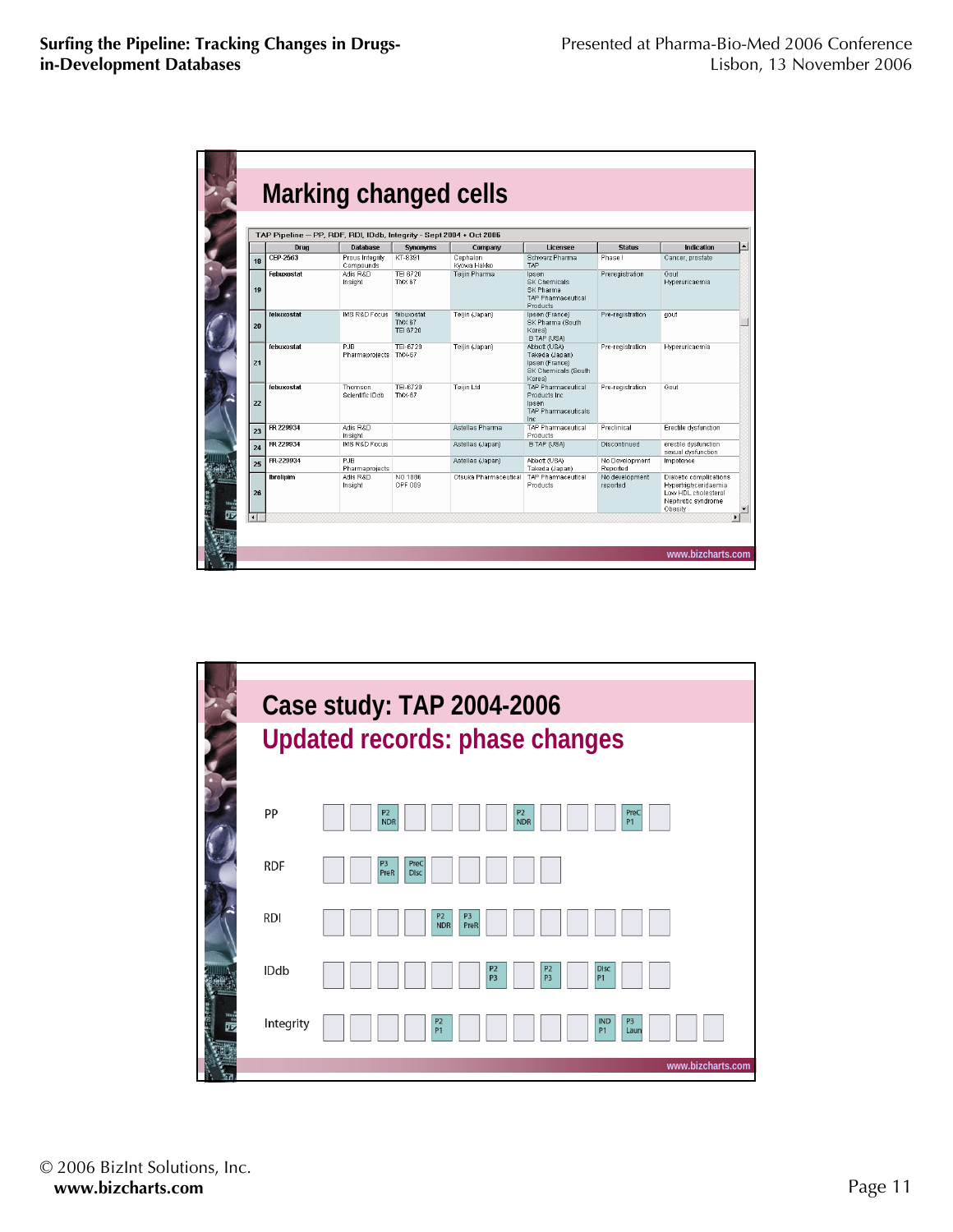## Marking changed cells

TAP Pipeline -- PP, RDF, RDI, IDdb, Integrity - Sept 2004 • Oct 2006

| | Drug | Database | Synonyms | Company | Licensee | Status | Indication |
|---|---|---|---|---|---|---|---|
| 18 | CEP-2563 | Prous Integrity Compounds | KT-8391 | Cephalon Kyowa Hakko | Schwarz Pharma TAP | Phase I | Cancer, prostate |
| 19 | Febuxostat | Adis R&D Insight | TEI 6720 TMX 67 | Teijin Pharma | Ipsen SK Chemicals SK Pharma TAP Pharmaceutical Products | Preregistration | Gout Hyperuricaemia |
| 20 | febuxostat | IMS R&D Focus | febuxostat TMX 67 TEI 6720 | Teijin (Japan) | Ipsen (France) SK Pharma (South Korea) B TAP (USA) | Pre-registration | gout |
| 21 | febuxostat | PJB Pharmaprojects | TEI-6720 TMX-67 | Teijin (Japan) | Abbott (USA) Takeda (Japan) Ipsen (France) SK Chemicals (South Korea) | Pre-registration | Hyperuricaemia |
| 22 | febuxostat | Thomson Scientific IDdb | TEI-6720 TMX-67 | Teijin Ltd | TAP Pharmaceutical Products Inc Ipsen TAP Pharmaceuticals Inc | Pre-registration | Gout |
| 23 | FR 229934 | Adis R&D Insight | | Astellas Pharma | TAP Pharmaceutical Products | Preclinical | Erectile dysfunction |
| 24 | FR 229934 | IMS R&D Focus | | Astellas (Japan) | B TAP (USA) | Discontinued | erectile dysfunction sexual dysfunction |
| 25 | FR-229934 | PJB Pharmaprojects | | Astellas (Japan) | Abbott (USA) Takeda (Japan) | No Development Reported | Impotence |
| 26 | Ibrolipim | Adis R&D Insight | NO 1886 OPF 009 | Otsuka Pharmaceutical | TAP Pharmaceutical Products | No development reported | Diabetic complications Hypertriglyceridaemia Low HDL cholesterol Nephrotic syndrome Obesity |

## Case study: TAP 2004-2006

### Updated records: phase changes

PP: P2 NDR, P2 NDR, PreC P1

RDF: P3 PreR, PreC Disc

RDI: P2 NDR, P3 PreR

IDdb: P2 P3, P2 P3, Disc P1

Integrity: P2 P1, IND P1, P3 Laun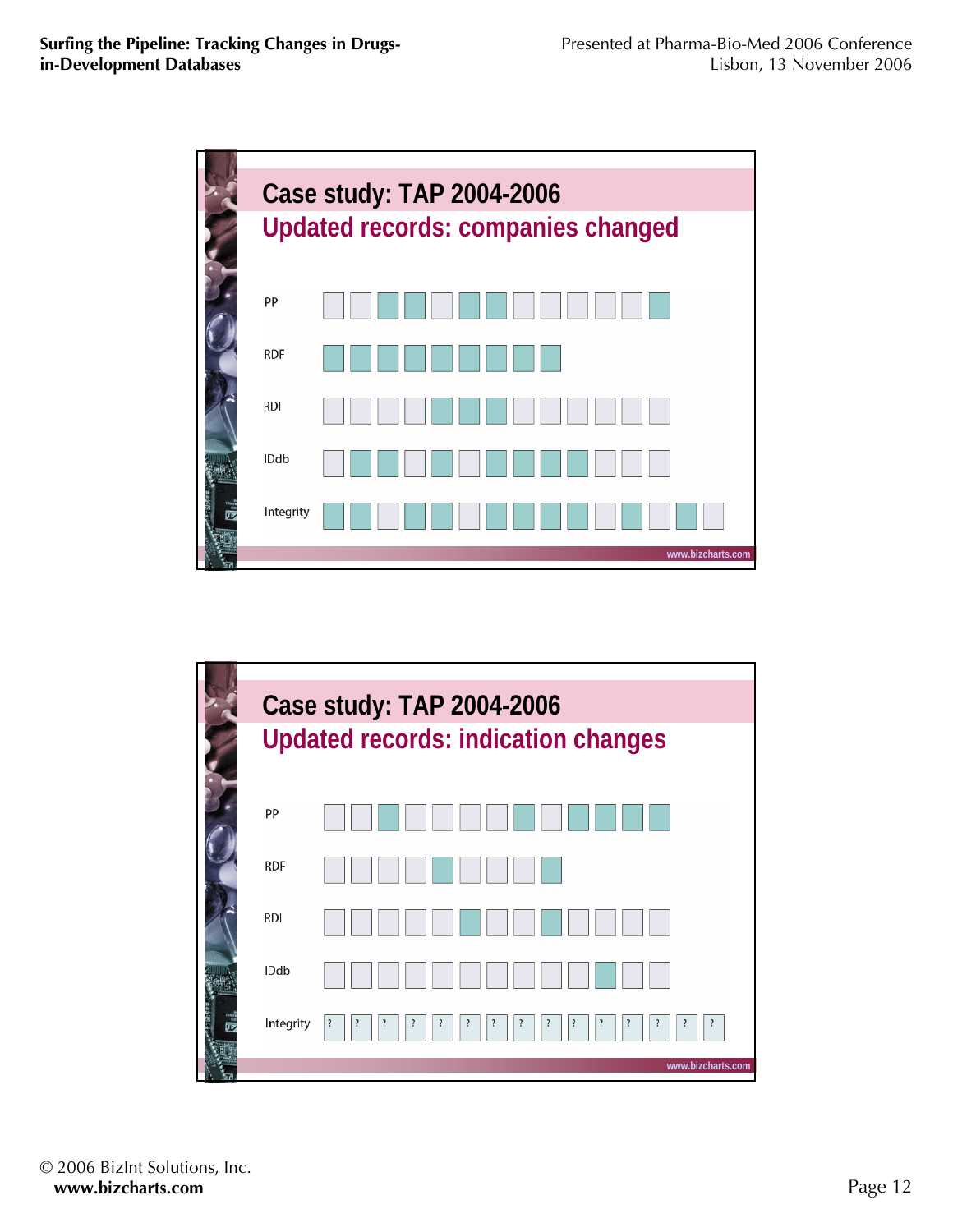## Case study: TAP 2004-2006

### Updated records: companies changed

PP

RDF

RDI

IDdb

Integrity

www.bizcharts.com

## Case study: TAP 2004-2006

### Updated records: indication changes

PP

RDF

RDI

IDdb

Integrity

? ? ? ? ? ? ? ? ? ? ? ? ? ? ?

www.bizcharts.com

© 2006 BizInt Solutions, Inc.
**www.bizcharts.com**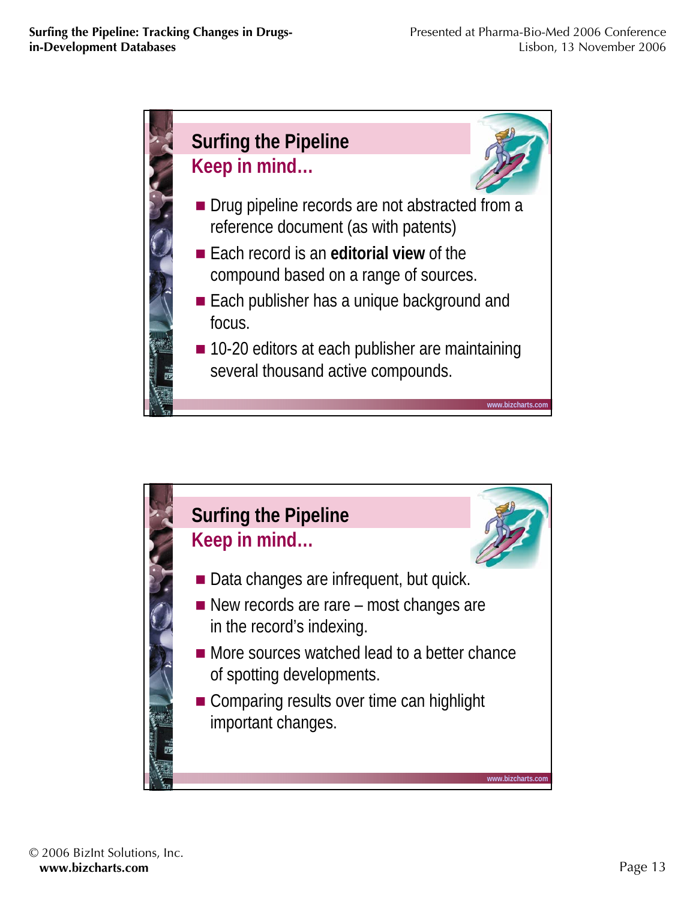## Surfing the Pipeline

### Keep in mind...

- Drug pipeline records are not abstracted from a reference document (as with patents)
- Each record is an **editorial view** of the compound based on a range of sources.
- Each publisher has a unique background and focus.
- 10-20 editors at each publisher are maintaining several thousand active compounds.

www.bizcharts.com

## Surfing the Pipeline

### Keep in mind...

- Data changes are infrequent, but quick.
- New records are rare – most changes are in the record's indexing.
- More sources watched lead to a better chance of spotting developments.
- Comparing results over time can highlight important changes.

www.bizcharts.com